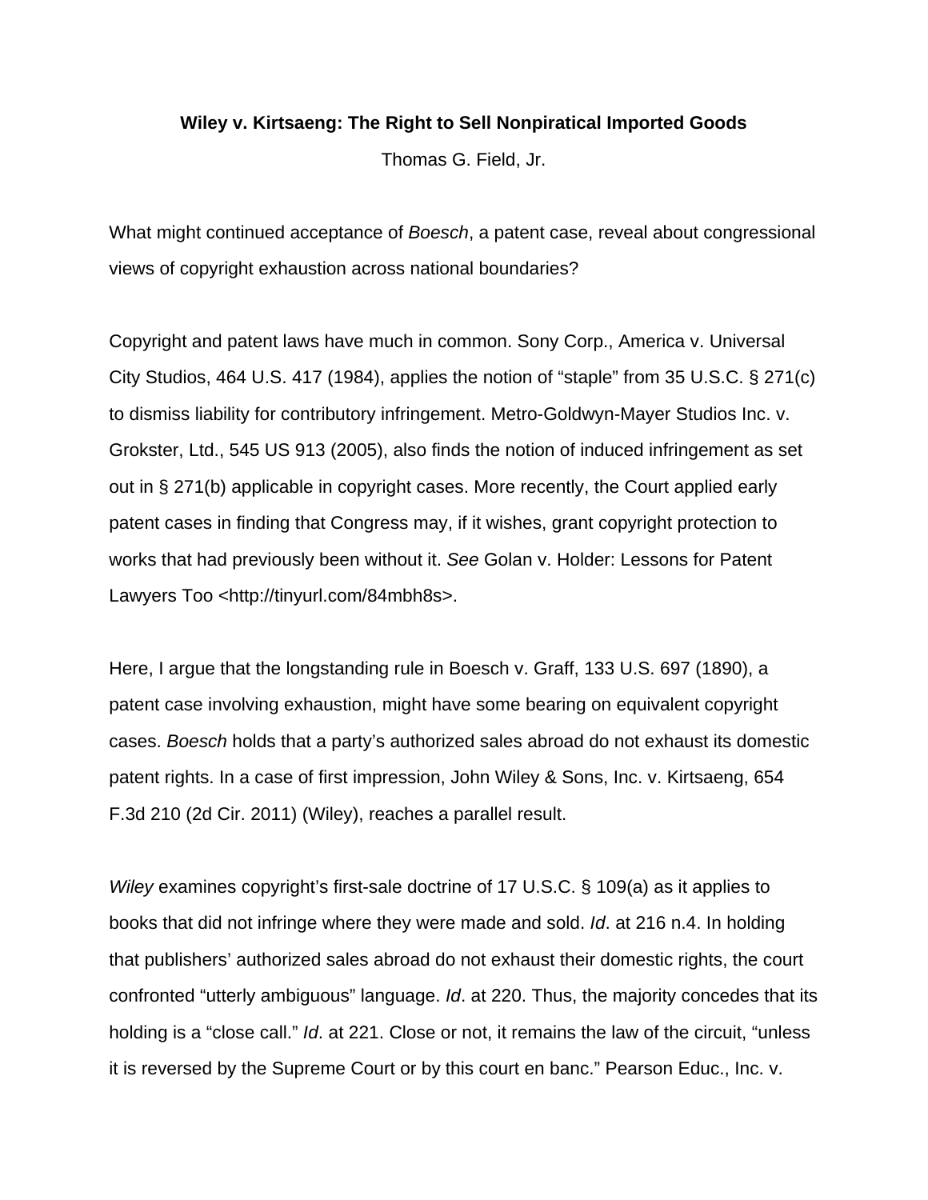**Wiley v. Kirtsaeng: The Right to Sell Nonpiratical Imported Goods**

Thomas G. Field, Jr.

What might continued acceptance of *Boesch*, a patent case, reveal about congressional views of copyright exhaustion across national boundaries?

Copyright and patent laws have much in common. Sony Corp., America v. Universal City Studios, 464 U.S. 417 (1984), applies the notion of “staple” from 35 U.S.C. § 271(c) to dismiss liability for contributory infringement. Metro-Goldwyn-Mayer Studios Inc. v. Grokster, Ltd., 545 US 913 (2005), also finds the notion of induced infringement as set out in § 271(b) applicable in copyright cases. More recently, the Court applied early patent cases in finding that Congress may, if it wishes, grant copyright protection to works that had previously been without it. *See* Golan v. Holder: Lessons for Patent Lawyers Too <http://tinyurl.com/84mbh8s>.

Here, I argue that the longstanding rule in Boesch v. Graff, 133 U.S. 697 (1890), a patent case involving exhaustion, might have some bearing on equivalent copyright cases. *Boesch* holds that a party’s authorized sales abroad do not exhaust its domestic patent rights. In a case of first impression, John Wiley & Sons, Inc. v. Kirtsaeng, 654 F.3d 210 (2d Cir. 2011) (Wiley), reaches a parallel result.

*Wiley* examines copyright’s first-sale doctrine of 17 U.S.C. § 109(a) as it applies to books that did not infringe where they were made and sold. *Id*. at 216 n.4. In holding that publishers’ authorized sales abroad do not exhaust their domestic rights, the court confronted “utterly ambiguous” language. *Id*. at 220. Thus, the majority concedes that its holding is a “close call.” *Id*. at 221. Close or not, it remains the law of the circuit, “unless it is reversed by the Supreme Court or by this court en banc.” Pearson Educ., Inc. v.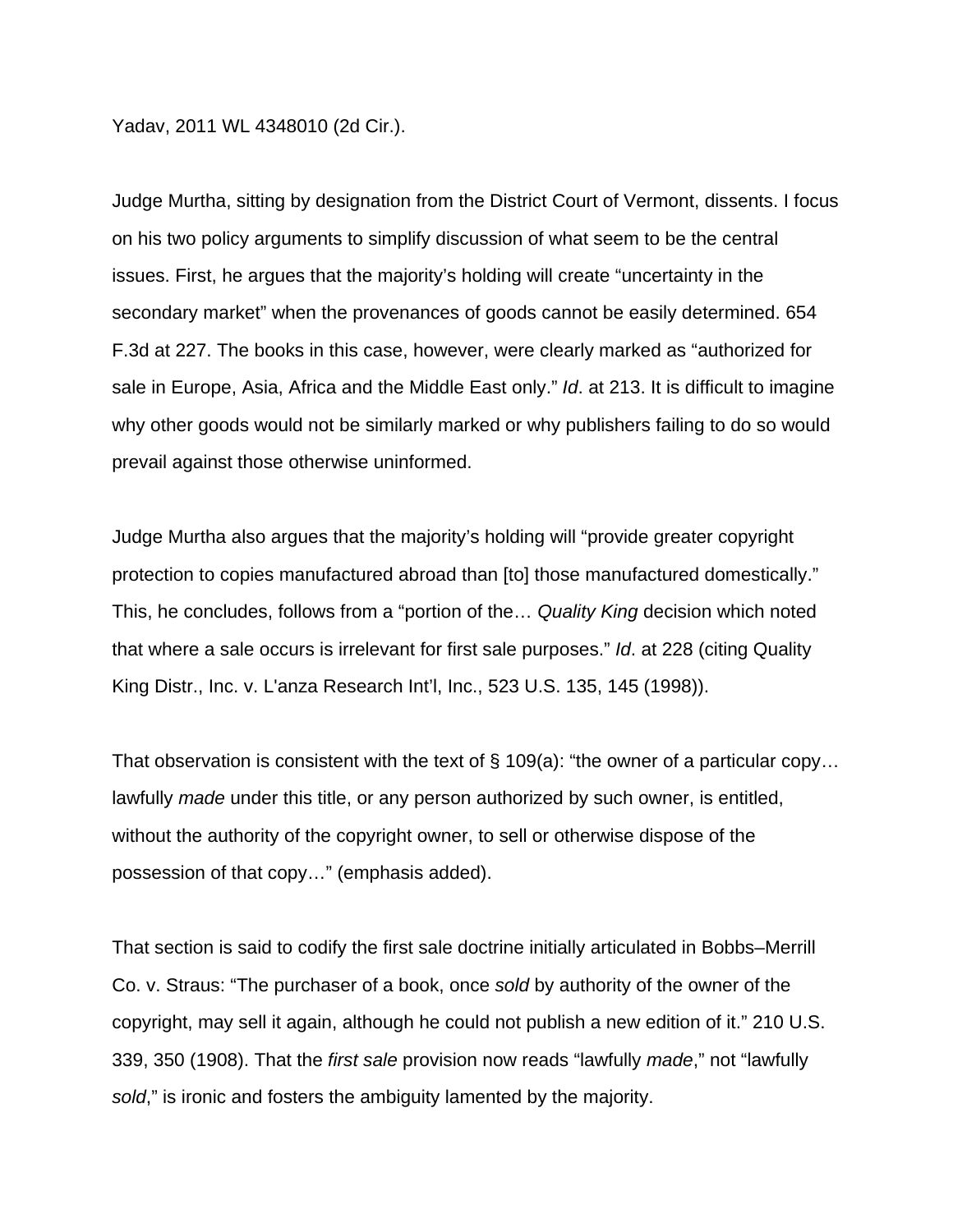Yadav, 2011 WL 4348010 (2d Cir.).

Judge Murtha, sitting by designation from the District Court of Vermont, dissents. I focus on his two policy arguments to simplify discussion of what seem to be the central issues. First, he argues that the majority's holding will create "uncertainty in the secondary market" when the provenances of goods cannot be easily determined. 654 F.3d at 227. The books in this case, however, were clearly marked as "authorized for sale in Europe, Asia, Africa and the Middle East only." *Id*. at 213. It is difficult to imagine why other goods would not be similarly marked or why publishers failing to do so would prevail against those otherwise uninformed.

Judge Murtha also argues that the majority's holding will "provide greater copyright protection to copies manufactured abroad than [to] those manufactured domestically." This, he concludes, follows from a "portion of the… *Quality King* decision which noted that where a sale occurs is irrelevant for first sale purposes." *Id*. at 228 (citing Quality King Distr., Inc. v. L'anza Research Int'l, Inc., 523 U.S. 135, 145 (1998)).

That observation is consistent with the text of § 109(a): "the owner of a particular copy… lawfully *made* under this title, or any person authorized by such owner, is entitled, without the authority of the copyright owner, to sell or otherwise dispose of the possession of that copy…" (emphasis added).

That section is said to codify the first sale doctrine initially articulated in Bobbs–Merrill Co. v. Straus: "The purchaser of a book, once *sold* by authority of the owner of the copyright, may sell it again, although he could not publish a new edition of it." 210 U.S. 339, 350 (1908). That the *first sale* provision now reads "lawfully *made*," not "lawfully *sold*," is ironic and fosters the ambiguity lamented by the majority.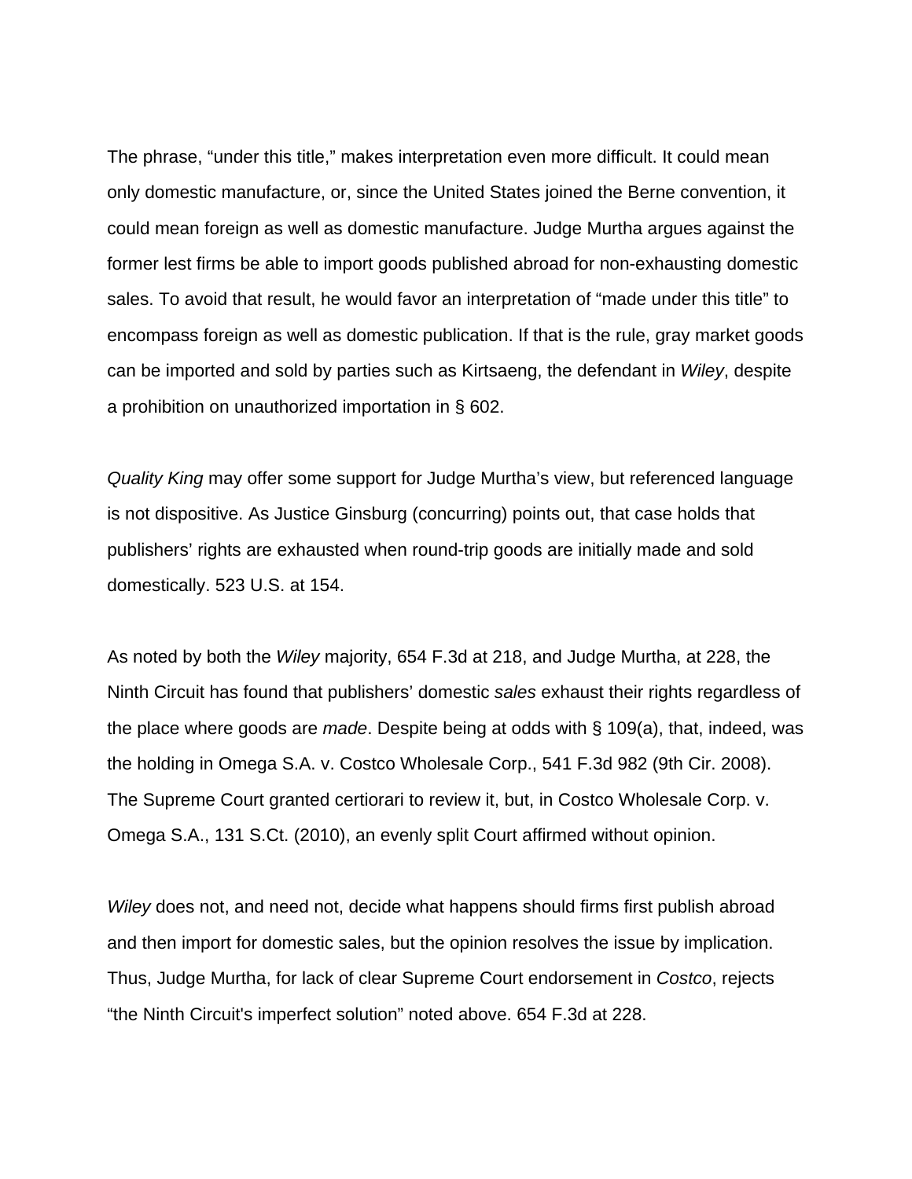The phrase, “under this title,” makes interpretation even more difficult. It could mean only domestic manufacture, or, since the United States joined the Berne convention, it could mean foreign as well as domestic manufacture. Judge Murtha argues against the former lest firms be able to import goods published abroad for non-exhausting domestic sales. To avoid that result, he would favor an interpretation of “made under this title” to encompass foreign as well as domestic publication. If that is the rule, gray market goods can be imported and sold by parties such as Kirtsaeng, the defendant in *Wiley*, despite a prohibition on unauthorized importation in § 602.

*Quality King* may offer some support for Judge Murtha’s view, but referenced language is not dispositive. As Justice Ginsburg (concurring) points out, that case holds that publishers’ rights are exhausted when round-trip goods are initially made and sold domestically. 523 U.S. at 154.

As noted by both the *Wiley* majority, 654 F.3d at 218, and Judge Murtha, at 228, the Ninth Circuit has found that publishers’ domestic *sales* exhaust their rights regardless of the place where goods are *made*. Despite being at odds with § 109(a), that, indeed, was the holding in Omega S.A. v. Costco Wholesale Corp., 541 F.3d 982 (9th Cir. 2008). The Supreme Court granted certiorari to review it, but, in Costco Wholesale Corp. v. Omega S.A., 131 S.Ct. (2010), an evenly split Court affirmed without opinion.

*Wiley* does not, and need not, decide what happens should firms first publish abroad and then import for domestic sales, but the opinion resolves the issue by implication. Thus, Judge Murtha, for lack of clear Supreme Court endorsement in *Costco*, rejects “the Ninth Circuit's imperfect solution” noted above. 654 F.3d at 228.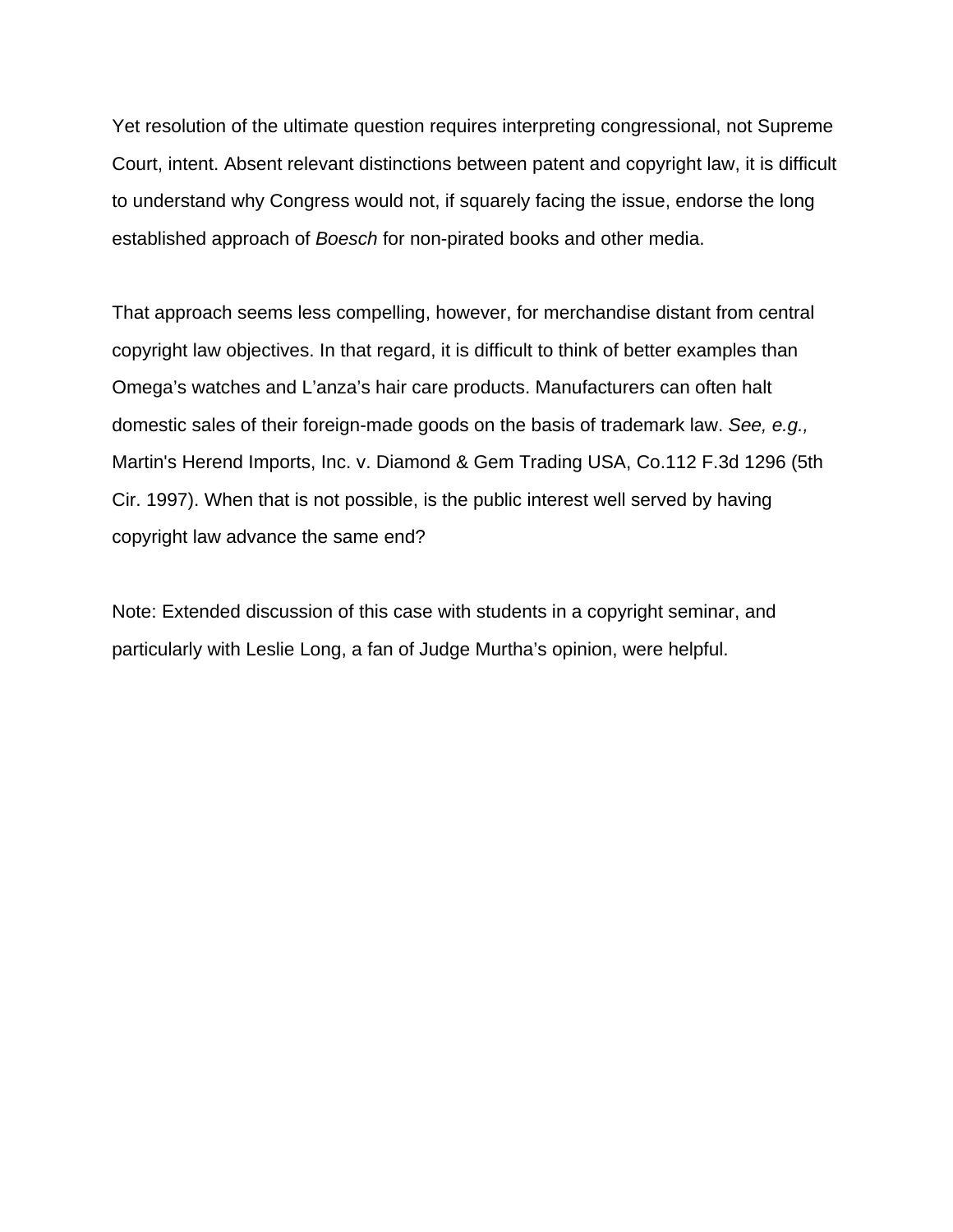Yet resolution of the ultimate question requires interpreting congressional, not Supreme Court, intent. Absent relevant distinctions between patent and copyright law, it is difficult to understand why Congress would not, if squarely facing the issue, endorse the long established approach of *Boesch* for non-pirated books and other media.

That approach seems less compelling, however, for merchandise distant from central copyright law objectives. In that regard, it is difficult to think of better examples than Omega's watches and L'anza's hair care products. Manufacturers can often halt domestic sales of their foreign-made goods on the basis of trademark law. *See, e.g.,* Martin's Herend Imports, Inc. v. Diamond & Gem Trading USA, Co.112 F.3d 1296 (5th Cir. 1997). When that is not possible, is the public interest well served by having copyright law advance the same end?

Note: Extended discussion of this case with students in a copyright seminar, and particularly with Leslie Long, a fan of Judge Murtha's opinion, were helpful.